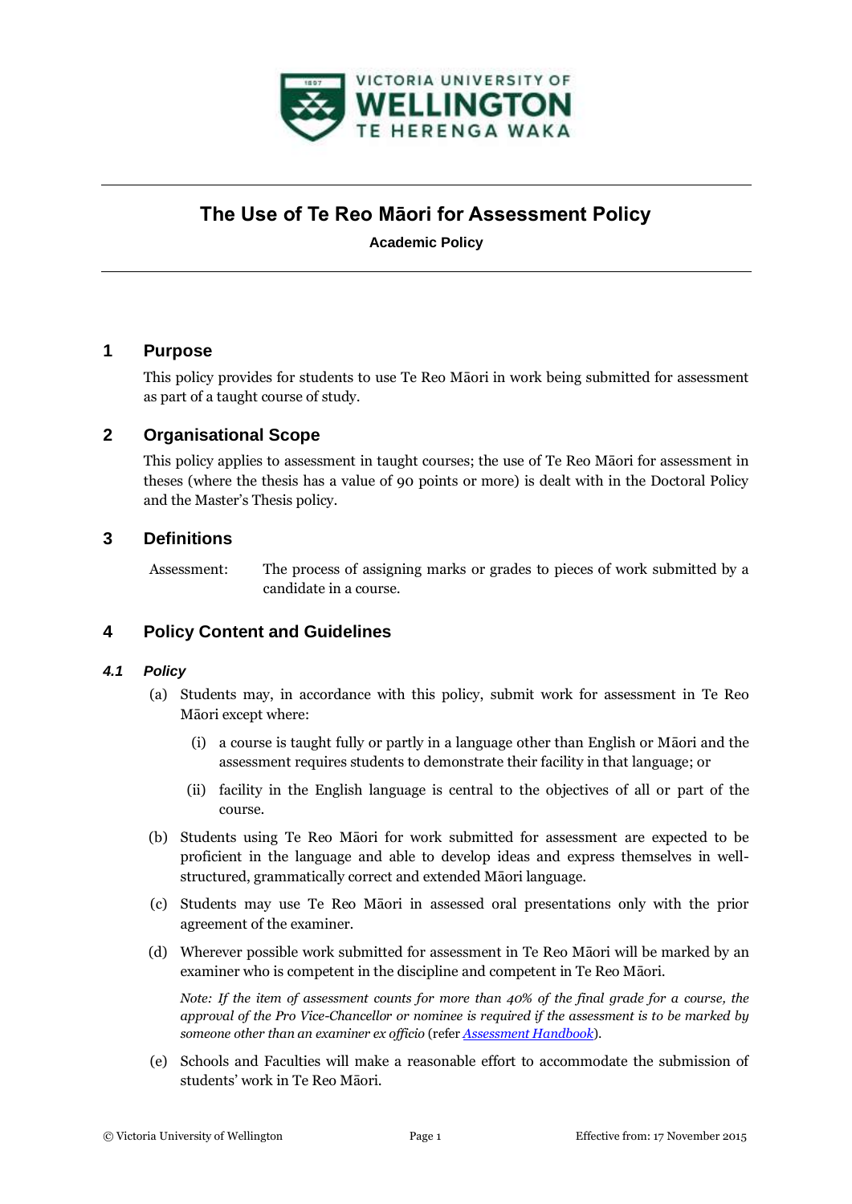# The Use of Te Reo Māori for Assessment Policy

**Academic Policy**

## 1 Purpose

This policy provides for students to use Te Reo Māori in work being submitted for assessment as part of a taught course of study.

## 2 Organisational Scope

This policy applies to assessment in taught courses; the use of Te Reo Māori for assessment in theses (where the thesis has a value of 90 points or more) is dealt with in the Doctoral Policy and the Master's Thesis policy.

## 3 Definitions

| | |
|---|---|
| Assessment: | The process of assigning marks or grades to pieces of work submitted by a candidate in a course. |

## 4 Policy Content and Guidelines

### *4.1 Policy*

(a) Students may, in accordance with this policy, submit work for assessment in Te Reo Māori except where:

 (i) a course is taught fully or partly in a language other than English or Māori and the assessment requires students to demonstrate their facility in that language; or

 (ii) facility in the English language is central to the objectives of all or part of the course.

(b) Students using Te Reo Māori for work submitted for assessment are expected to be proficient in the language and able to develop ideas and express themselves in well-structured, grammatically correct and extended Māori language.

(c) Students may use Te Reo Māori in assessed oral presentations only with the prior agreement of the examiner.

(d) Wherever possible work submitted for assessment in Te Reo Māori will be marked by an examiner who is competent in the discipline and competent in Te Reo Māori.

*Note: If the item of assessment counts for more than 40% of the final grade for a course, the approval of the Pro Vice-Chancellor or nominee is required if the assessment is to be marked by someone other than an examiner ex officio* (refer *Assessment Handbook*).

(e) Schools and Faculties will make a reasonable effort to accommodate the submission of students' work in Te Reo Māori.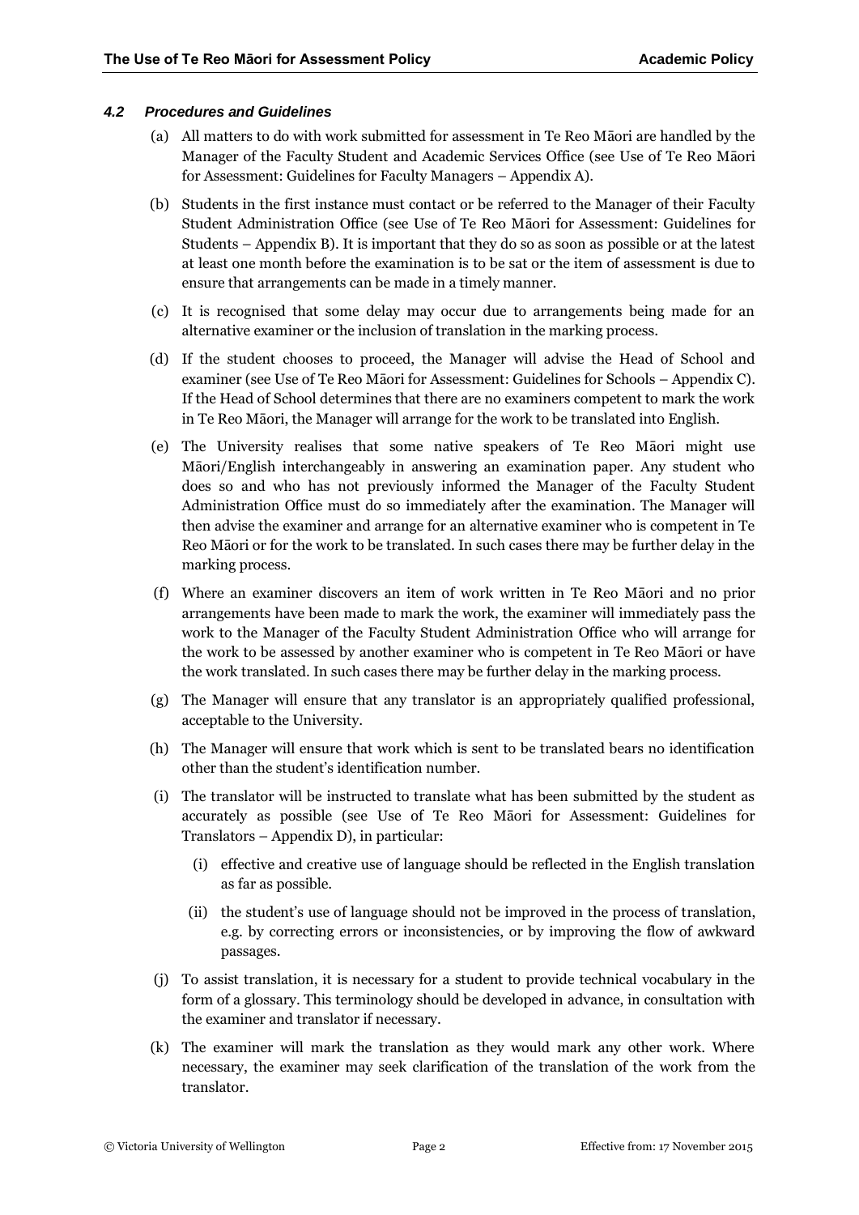### *4.2 Procedures and Guidelines*

(a) All matters to do with work submitted for assessment in Te Reo Māori are handled by the Manager of the Faculty Student and Academic Services Office (see Use of Te Reo Māori for Assessment: Guidelines for Faculty Managers – Appendix A).

(b) Students in the first instance must contact or be referred to the Manager of their Faculty Student Administration Office (see Use of Te Reo Māori for Assessment: Guidelines for Students – Appendix B). It is important that they do so as soon as possible or at the latest at least one month before the examination is to be sat or the item of assessment is due to ensure that arrangements can be made in a timely manner.

(c) It is recognised that some delay may occur due to arrangements being made for an alternative examiner or the inclusion of translation in the marking process.

(d) If the student chooses to proceed, the Manager will advise the Head of School and examiner (see Use of Te Reo Māori for Assessment: Guidelines for Schools – Appendix C). If the Head of School determines that there are no examiners competent to mark the work in Te Reo Māori, the Manager will arrange for the work to be translated into English.

(e) The University realises that some native speakers of Te Reo Māori might use Māori/English interchangeably in answering an examination paper. Any student who does so and who has not previously informed the Manager of the Faculty Student Administration Office must do so immediately after the examination. The Manager will then advise the examiner and arrange for an alternative examiner who is competent in Te Reo Māori or for the work to be translated. In such cases there may be further delay in the marking process.

(f) Where an examiner discovers an item of work written in Te Reo Māori and no prior arrangements have been made to mark the work, the examiner will immediately pass the work to the Manager of the Faculty Student Administration Office who will arrange for the work to be assessed by another examiner who is competent in Te Reo Māori or have the work translated. In such cases there may be further delay in the marking process.

(g) The Manager will ensure that any translator is an appropriately qualified professional, acceptable to the University.

(h) The Manager will ensure that work which is sent to be translated bears no identification other than the student's identification number.

(i) The translator will be instructed to translate what has been submitted by the student as accurately as possible (see Use of Te Reo Māori for Assessment: Guidelines for Translators – Appendix D), in particular:

  (i) effective and creative use of language should be reflected in the English translation as far as possible.

  (ii) the student's use of language should not be improved in the process of translation, e.g. by correcting errors or inconsistencies, or by improving the flow of awkward passages.

(j) To assist translation, it is necessary for a student to provide technical vocabulary in the form of a glossary. This terminology should be developed in advance, in consultation with the examiner and translator if necessary.

(k) The examiner will mark the translation as they would mark any other work. Where necessary, the examiner may seek clarification of the translation of the work from the translator.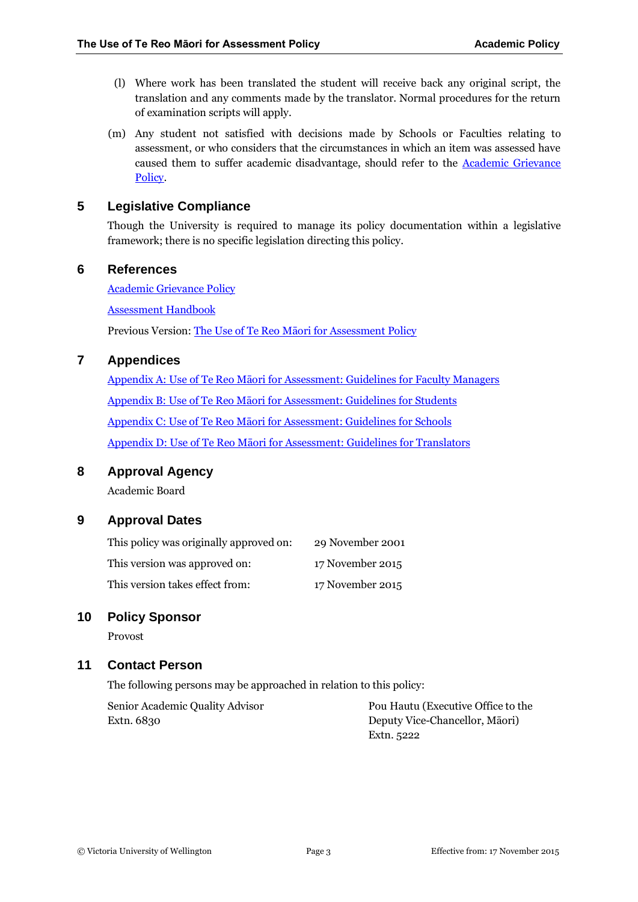(l) Where work has been translated the student will receive back any original script, the translation and any comments made by the translator. Normal procedures for the return of examination scripts will apply.

(m) Any student not satisfied with decisions made by Schools or Faculties relating to assessment, or who considers that the circumstances in which an item was assessed have caused them to suffer academic disadvantage, should refer to the Academic Grievance Policy.

## 5 Legislative Compliance

Though the University is required to manage its policy documentation within a legislative framework; there is no specific legislation directing this policy.

## 6 References

Academic Grievance Policy

Assessment Handbook

Previous Version: The Use of Te Reo Māori for Assessment Policy

## 7 Appendices

Appendix A: Use of Te Reo Māori for Assessment: Guidelines for Faculty Managers

Appendix B: Use of Te Reo Māori for Assessment: Guidelines for Students

Appendix C: Use of Te Reo Māori for Assessment: Guidelines for Schools

Appendix D: Use of Te Reo Māori for Assessment: Guidelines for Translators

## 8 Approval Agency

Academic Board

## 9 Approval Dates

| | |
|---|---|
| This policy was originally approved on: | 29 November 2001 |
| This version was approved on: | 17 November 2015 |
| This version takes effect from: | 17 November 2015 |

## 10 Policy Sponsor

Provost

## 11 Contact Person

The following persons may be approached in relation to this policy:

Senior Academic Quality Advisor
Extn. 6830

Pou Hautu (Executive Office to the Deputy Vice-Chancellor, Māori)
Extn. 5222